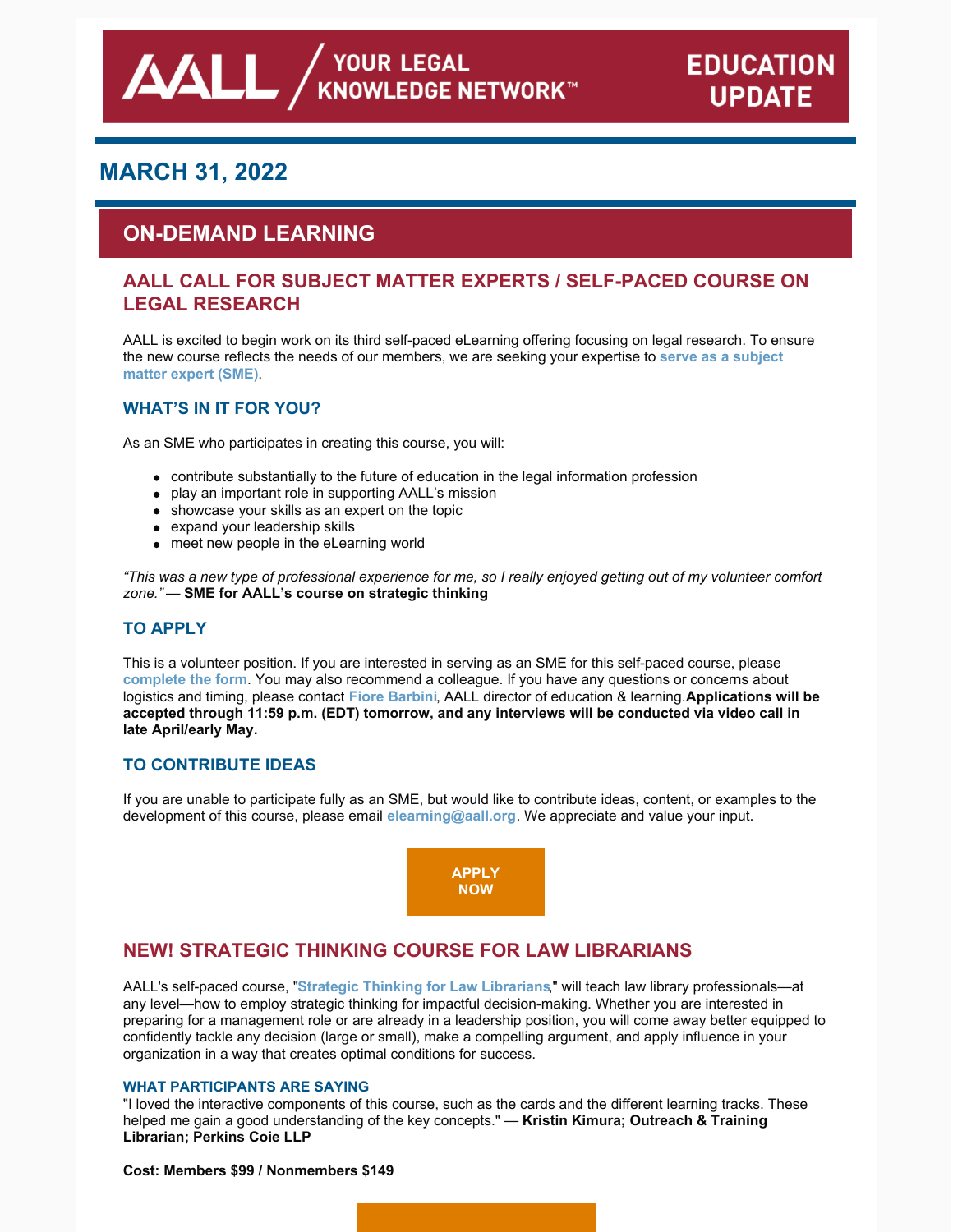AALL / YOUR LEGAL KNOWLEDGE NETWORK™ — EDUCATION UPDATE

## MARCH 31, 2022

## ON-DEMAND LEARNING

### AALL CALL FOR SUBJECT MATTER EXPERTS / SELF-PACED COURSE ON LEGAL RESEARCH

AALL is excited to begin work on its third self-paced eLearning offering focusing on legal research. To ensure the new course reflects the needs of our members, we are seeking your expertise to **serve as a subject matter expert (SME)**.

#### WHAT'S IN IT FOR YOU?

As an SME who participates in creating this course, you will:

- contribute substantially to the future of education in the legal information profession
- play an important role in supporting AALL's mission
- showcase your skills as an expert on the topic
- expand your leadership skills
- meet new people in the eLearning world

*"This was a new type of professional experience for me, so I really enjoyed getting out of my volunteer comfort zone."* — **SME for AALL's course on strategic thinking**

#### TO APPLY

This is a volunteer position. If you are interested in serving as an SME for this self-paced course, please **complete the form**. You may also recommend a colleague. If you have any questions or concerns about logistics and timing, please contact **Fiore Barbini**, AALL director of education & learning.**Applications will be accepted through 11:59 p.m. (EDT) tomorrow, and any interviews will be conducted via video call in late April/early May.**

#### TO CONTRIBUTE IDEAS

If you are unable to participate fully as an SME, but would like to contribute ideas, content, or examples to the development of this course, please email **elearning@aall.org**. We appreciate and value your input.

**APPLY NOW**

### NEW! STRATEGIC THINKING COURSE FOR LAW LIBRARIANS

AALL's self-paced course, "**Strategic Thinking for Law Librarians**," will teach law library professionals—at any level—how to employ strategic thinking for impactful decision-making. Whether you are interested in preparing for a management role or are already in a leadership position, you will come away better equipped to confidently tackle any decision (large or small), make a compelling argument, and apply influence in your organization in a way that creates optimal conditions for success.

**WHAT PARTICIPANTS ARE SAYING**

"I loved the interactive components of this course, such as the cards and the different learning tracks. These helped me gain a good understanding of the key concepts." — **Kristin Kimura; Outreach & Training Librarian; Perkins Coie LLP**

**Cost: Members $99 / Nonmembers $149**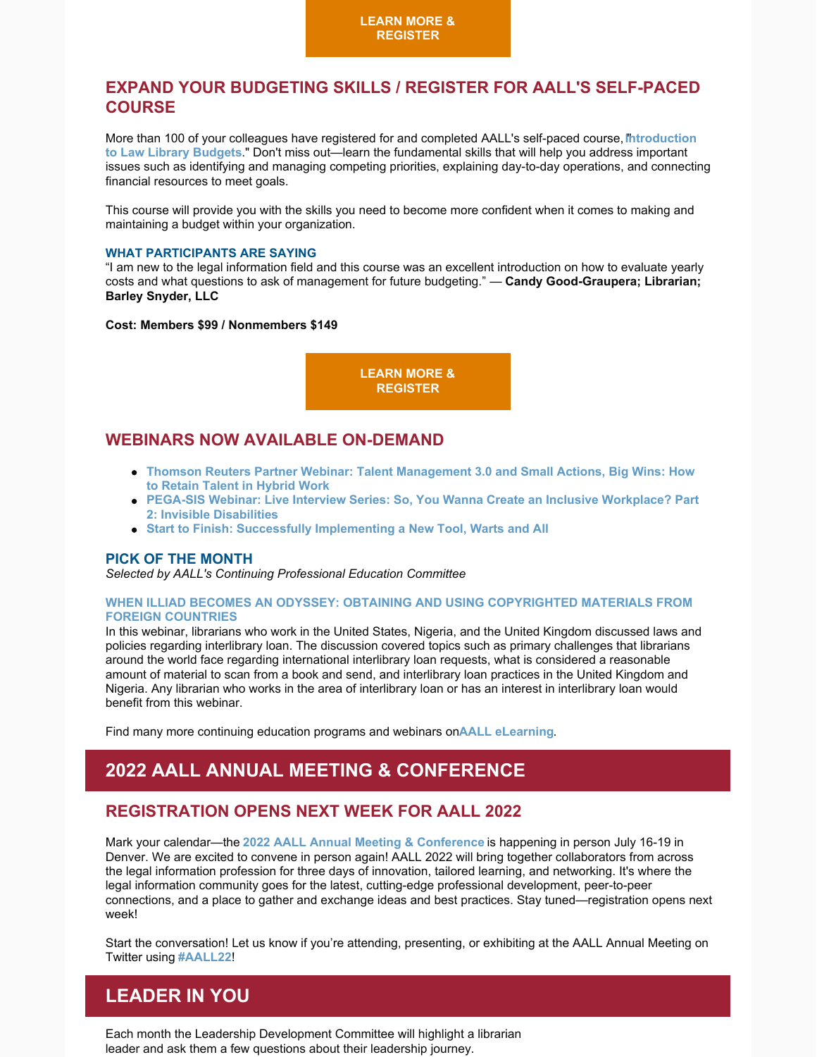**LEARN MORE & REGISTER**

## EXPAND YOUR BUDGETING SKILLS / REGISTER FOR AALL'S SELF-PACED COURSE

More than 100 of your colleagues have registered for and completed AALL's self-paced course, "**Introduction to Law Library Budgets**." Don't miss out—learn the fundamental skills that will help you address important issues such as identifying and managing competing priorities, explaining day-to-day operations, and connecting financial resources to meet goals.

This course will provide you with the skills you need to become more confident when it comes to making and maintaining a budget within your organization.

### WHAT PARTICIPANTS ARE SAYING

"I am new to the legal information field and this course was an excellent introduction on how to evaluate yearly costs and what questions to ask of management for future budgeting." — **Candy Good-Graupera; Librarian; Barley Snyder, LLC**

**Cost: Members $99 / Nonmembers $149**

**LEARN MORE & REGISTER**

## WEBINARS NOW AVAILABLE ON-DEMAND

- **Thomson Reuters Partner Webinar: Talent Management 3.0 and Small Actions, Big Wins: How to Retain Talent in Hybrid Work**
- **PEGA-SIS Webinar: Live Interview Series: So, You Wanna Create an Inclusive Workplace? Part 2: Invisible Disabilities**
- **Start to Finish: Successfully Implementing a New Tool, Warts and All**

### PICK OF THE MONTH

*Selected by AALL's Continuing Professional Education Committee*

**WHEN ILLIAD BECOMES AN ODYSSEY: OBTAINING AND USING COPYRIGHTED MATERIALS FROM FOREIGN COUNTRIES**

In this webinar, librarians who work in the United States, Nigeria, and the United Kingdom discussed laws and policies regarding interlibrary loan. The discussion covered topics such as primary challenges that librarians around the world face regarding international interlibrary loan requests, what is considered a reasonable amount of material to scan from a book and send, and interlibrary loan practices in the United Kingdom and Nigeria. Any librarian who works in the area of interlibrary loan or has an interest in interlibrary loan would benefit from this webinar.

Find many more continuing education programs and webinars on **AALL eLearning**.

# 2022 AALL ANNUAL MEETING & CONFERENCE

## REGISTRATION OPENS NEXT WEEK FOR AALL 2022

Mark your calendar—the **2022 AALL Annual Meeting & Conference** is happening in person July 16-19 in Denver. We are excited to convene in person again! AALL 2022 will bring together collaborators from across the legal information profession for three days of innovation, tailored learning, and networking. It's where the legal information community goes for the latest, cutting-edge professional development, peer-to-peer connections, and a place to gather and exchange ideas and best practices. Stay tuned—registration opens next week!

Start the conversation! Let us know if you're attending, presenting, or exhibiting at the AALL Annual Meeting on Twitter using **#AALL22**!

# LEADER IN YOU

Each month the Leadership Development Committee will highlight a librarian leader and ask them a few questions about their leadership journey.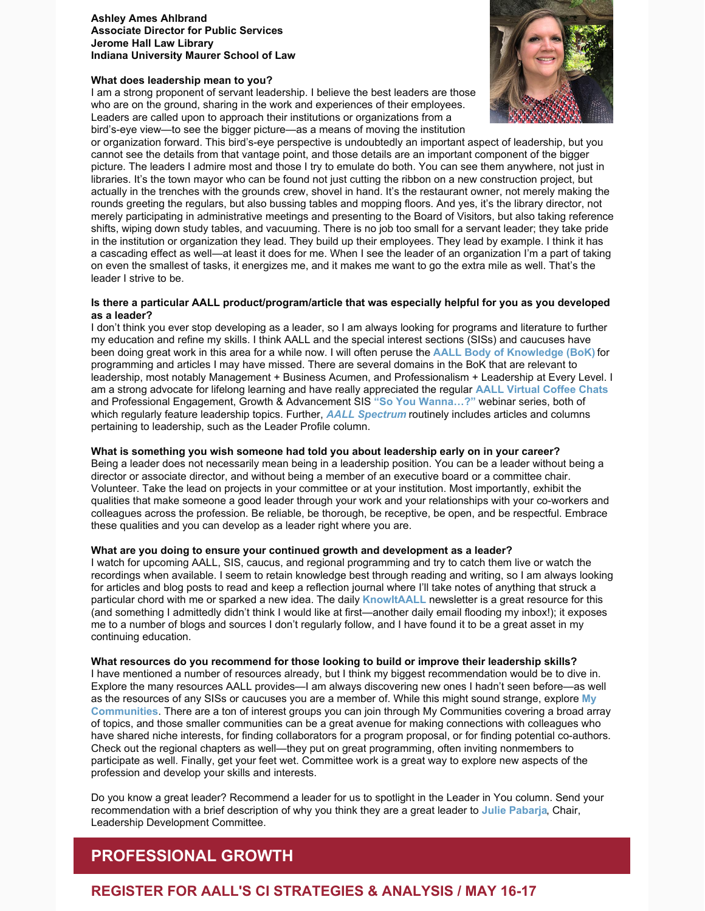**Ashley Ames Ahlbrand**
**Associate Director for Public Services**
**Jerome Hall Law Library**
**Indiana University Maurer School of Law**

**What does leadership mean to you?**

I am a strong proponent of servant leadership. I believe the best leaders are those who are on the ground, sharing in the work and experiences of their employees. Leaders are called upon to approach their institutions or organizations from a bird's-eye view—to see the bigger picture—as a means of moving the institution or organization forward. This bird's-eye perspective is undoubtedly an important aspect of leadership, but you cannot see the details from that vantage point, and those details are an important component of the bigger picture. The leaders I admire most and those I try to emulate do both. You can see them anywhere, not just in libraries. It's the town mayor who can be found not just cutting the ribbon on a new construction project, but actually in the trenches with the grounds crew, shovel in hand. It's the restaurant owner, not merely making the rounds greeting the regulars, but also bussing tables and mopping floors. And yes, it's the library director, not merely participating in administrative meetings and presenting to the Board of Visitors, but also taking reference shifts, wiping down study tables, and vacuuming. There is no job too small for a servant leader; they take pride in the institution or organization they lead. They build up their employees. They lead by example. I think it has a cascading effect as well—at least it does for me. When I see the leader of an organization I'm a part of taking on even the smallest of tasks, it energizes me, and it makes me want to go the extra mile as well. That's the leader I strive to be.

**Is there a particular AALL product/program/article that was especially helpful for you as you developed as a leader?**

I don't think you ever stop developing as a leader, so I am always looking for programs and literature to further my education and refine my skills. I think AALL and the special interest sections (SISs) and caucuses have been doing great work in this area for a while now. I will often peruse the **AALL Body of Knowledge (BoK)** for programming and articles I may have missed. There are several domains in the BoK that are relevant to leadership, most notably Management + Business Acumen, and Professionalism + Leadership at Every Level. I am a strong advocate for lifelong learning and have really appreciated the regular **AALL Virtual Coffee Chats** and Professional Engagement, Growth & Advancement SIS **"So You Wanna…?"** webinar series, both of which regularly feature leadership topics. Further, ***AALL Spectrum*** routinely includes articles and columns pertaining to leadership, such as the Leader Profile column.

**What is something you wish someone had told you about leadership early on in your career?**

Being a leader does not necessarily mean being in a leadership position. You can be a leader without being a director or associate director, and without being a member of an executive board or a committee chair. Volunteer. Take the lead on projects in your committee or at your institution. Most importantly, exhibit the qualities that make someone a good leader through your work and your relationships with your co-workers and colleagues across the profession. Be reliable, be thorough, be receptive, be open, and be respectful. Embrace these qualities and you can develop as a leader right where you are.

**What are you doing to ensure your continued growth and development as a leader?**

I watch for upcoming AALL, SIS, caucus, and regional programming and try to catch them live or watch the recordings when available. I seem to retain knowledge best through reading and writing, so I am always looking for articles and blog posts to read and keep a reflection journal where I'll take notes of anything that struck a particular chord with me or sparked a new idea. The daily **KnowItAALL** newsletter is a great resource for this (and something I admittedly didn't think I would like at first—another daily email flooding my inbox!); it exposes me to a number of blogs and sources I don't regularly follow, and I have found it to be a great asset in my continuing education.

**What resources do you recommend for those looking to build or improve their leadership skills?**

I have mentioned a number of resources already, but I think my biggest recommendation would be to dive in. Explore the many resources AALL provides—I am always discovering new ones I hadn't seen before—as well as the resources of any SISs or caucuses you are a member of. While this might sound strange, explore **My Communities**. There are a ton of interest groups you can join through My Communities covering a broad array of topics, and those smaller communities can be a great avenue for making connections with colleagues who have shared niche interests, for finding collaborators for a program proposal, or for finding potential co-authors. Check out the regional chapters as well—they put on great programming, often inviting nonmembers to participate as well. Finally, get your feet wet. Committee work is a great way to explore new aspects of the profession and develop your skills and interests.

Do you know a great leader? Recommend a leader for us to spotlight in the Leader in You column. Send your recommendation with a brief description of why you think they are a great leader to **Julie Pabarja**, Chair, Leadership Development Committee.

## PROFESSIONAL GROWTH

### REGISTER FOR AALL'S CI STRATEGIES & ANALYSIS / MAY 16-17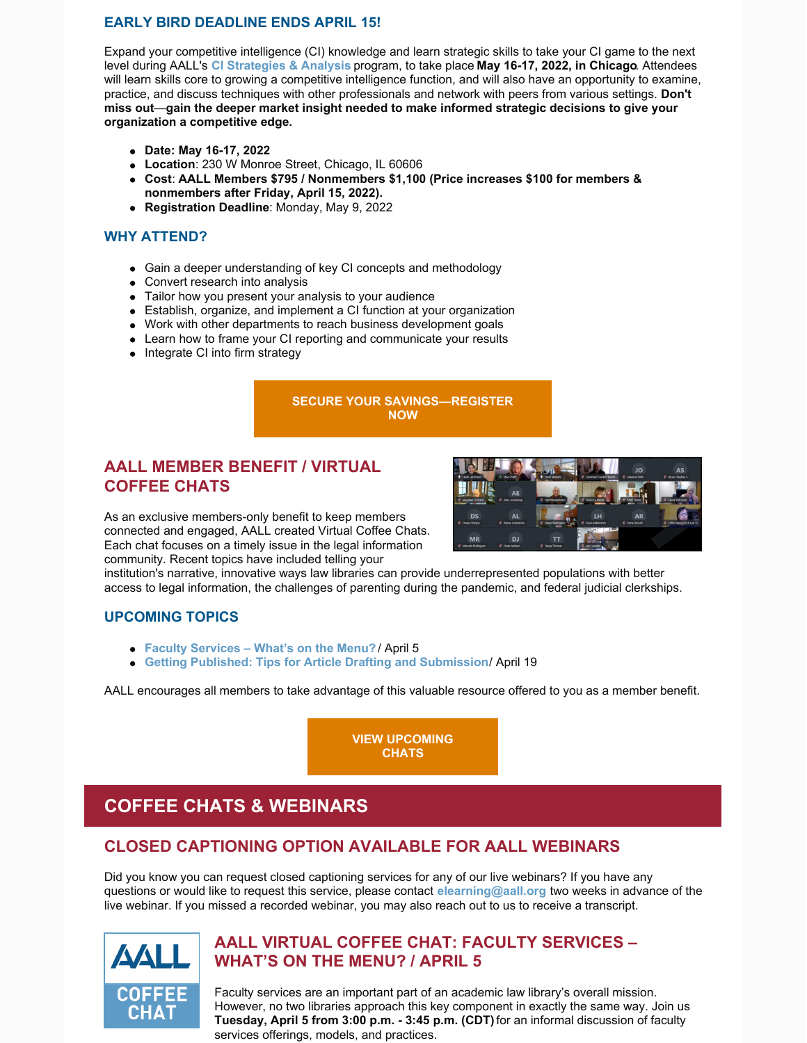### EARLY BIRD DEADLINE ENDS APRIL 15!

Expand your competitive intelligence (CI) knowledge and learn strategic skills to take your CI game to the next level during AALL's **CI Strategies & Analysis** program, to take place **May 16-17, 2022, in Chicago**. Attendees will learn skills core to growing a competitive intelligence function, and will also have an opportunity to examine, practice, and discuss techniques with other professionals and network with peers from various settings. **Don't miss out—gain the deeper market insight needed to make informed strategic decisions to give your organization a competitive edge.**

- **Date: May 16-17, 2022**
- **Location**: 230 W Monroe Street, Chicago, IL 60606
- **Cost**: **AALL Members $795 / Nonmembers $1,100 (Price increases $100 for members & nonmembers after Friday, April 15, 2022).**
- **Registration Deadline**: Monday, May 9, 2022

### WHY ATTEND?

- Gain a deeper understanding of key CI concepts and methodology
- Convert research into analysis
- Tailor how you present your analysis to your audience
- Establish, organize, and implement a CI function at your organization
- Work with other departments to reach business development goals
- Learn how to frame your CI reporting and communicate your results
- Integrate CI into firm strategy

**SECURE YOUR SAVINGS—REGISTER NOW**

## AALL MEMBER BENEFIT / VIRTUAL COFFEE CHATS

As an exclusive members-only benefit to keep members connected and engaged, AALL created Virtual Coffee Chats. Each chat focuses on a timely issue in the legal information community. Recent topics have included telling your institution's narrative, innovative ways law libraries can provide underrepresented populations with better access to legal information, the challenges of parenting during the pandemic, and federal judicial clerkships.

### UPCOMING TOPICS

- **Faculty Services – What's on the Menu?** / April 5
- **Getting Published: Tips for Article Drafting and Submission**/ April 19

AALL encourages all members to take advantage of this valuable resource offered to you as a member benefit.

**VIEW UPCOMING CHATS**

# COFFEE CHATS & WEBINARS

## CLOSED CAPTIONING OPTION AVAILABLE FOR AALL WEBINARS

Did you know you can request closed captioning services for any of our live webinars? If you have any questions or would like to request this service, please contact **elearning@aall.org** two weeks in advance of the live webinar. If you missed a recorded webinar, you may also reach out to us to receive a transcript.

## AALL VIRTUAL COFFEE CHAT: FACULTY SERVICES – WHAT'S ON THE MENU? / APRIL 5

Faculty services are an important part of an academic law library's overall mission. However, no two libraries approach this key component in exactly the same way. Join us **Tuesday, April 5 from 3:00 p.m. - 3:45 p.m. (CDT)** for an informal discussion of faculty services offerings, models, and practices.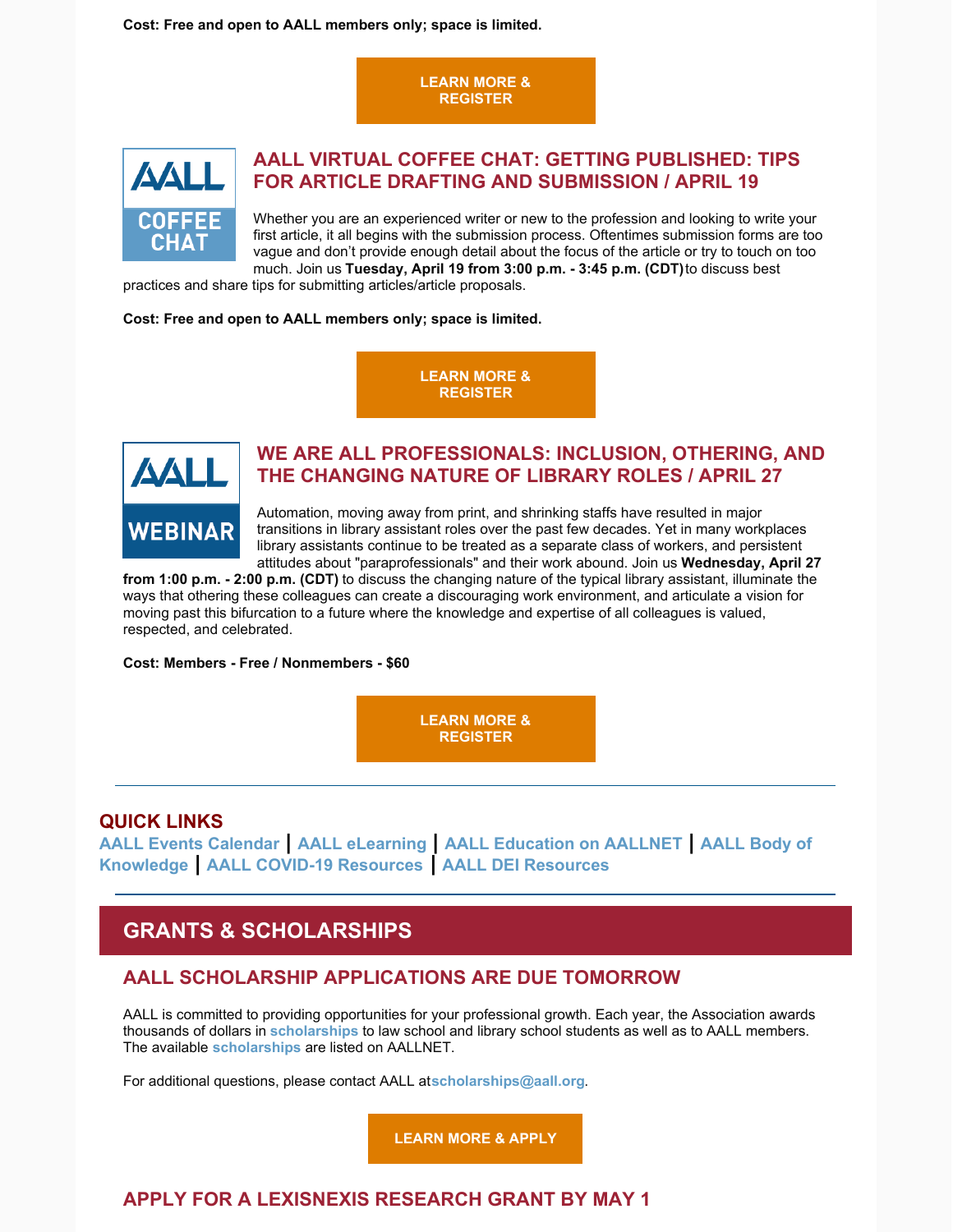**Cost: Free and open to AALL members only; space is limited.**

**LEARN MORE & REGISTER**

### AALL VIRTUAL COFFEE CHAT: GETTING PUBLISHED: TIPS FOR ARTICLE DRAFTING AND SUBMISSION / APRIL 19

Whether you are an experienced writer or new to the profession and looking to write your first article, it all begins with the submission process. Oftentimes submission forms are too vague and don't provide enough detail about the focus of the article or try to touch on too much. Join us **Tuesday, April 19 from 3:00 p.m. - 3:45 p.m. (CDT)** to discuss best practices and share tips for submitting articles/article proposals.

**Cost: Free and open to AALL members only; space is limited.**

**LEARN MORE & REGISTER**

### WE ARE ALL PROFESSIONALS: INCLUSION, OTHERING, AND THE CHANGING NATURE OF LIBRARY ROLES / APRIL 27

Automation, moving away from print, and shrinking staffs have resulted in major transitions in library assistant roles over the past few decades. Yet in many workplaces library assistants continue to be treated as a separate class of workers, and persistent attitudes about "paraprofessionals" and their work abound. Join us **Wednesday, April 27 from 1:00 p.m. - 2:00 p.m. (CDT)** to discuss the changing nature of the typical library assistant, illuminate the ways that othering these colleagues can create a discouraging work environment, and articulate a vision for moving past this bifurcation to a future where the knowledge and expertise of all colleagues is valued, respected, and celebrated.

**Cost: Members - Free / Nonmembers - $60**

**LEARN MORE & REGISTER**

---

### QUICK LINKS

**AALL Events Calendar** | **AALL eLearning** | **AALL Education on AALLNET** | **AALL Body of Knowledge** | **AALL COVID-19 Resources** | **AALL DEI Resources**

---

## GRANTS & SCHOLARSHIPS

### AALL SCHOLARSHIP APPLICATIONS ARE DUE TOMORROW

AALL is committed to providing opportunities for your professional growth. Each year, the Association awards thousands of dollars in **scholarships** to law school and library school students as well as to AALL members. The available **scholarships** are listed on AALLNET.

For additional questions, please contact AALL at **scholarships@aall.org**.

**LEARN MORE & APPLY**

### APPLY FOR A LEXISNEXIS RESEARCH GRANT BY MAY 1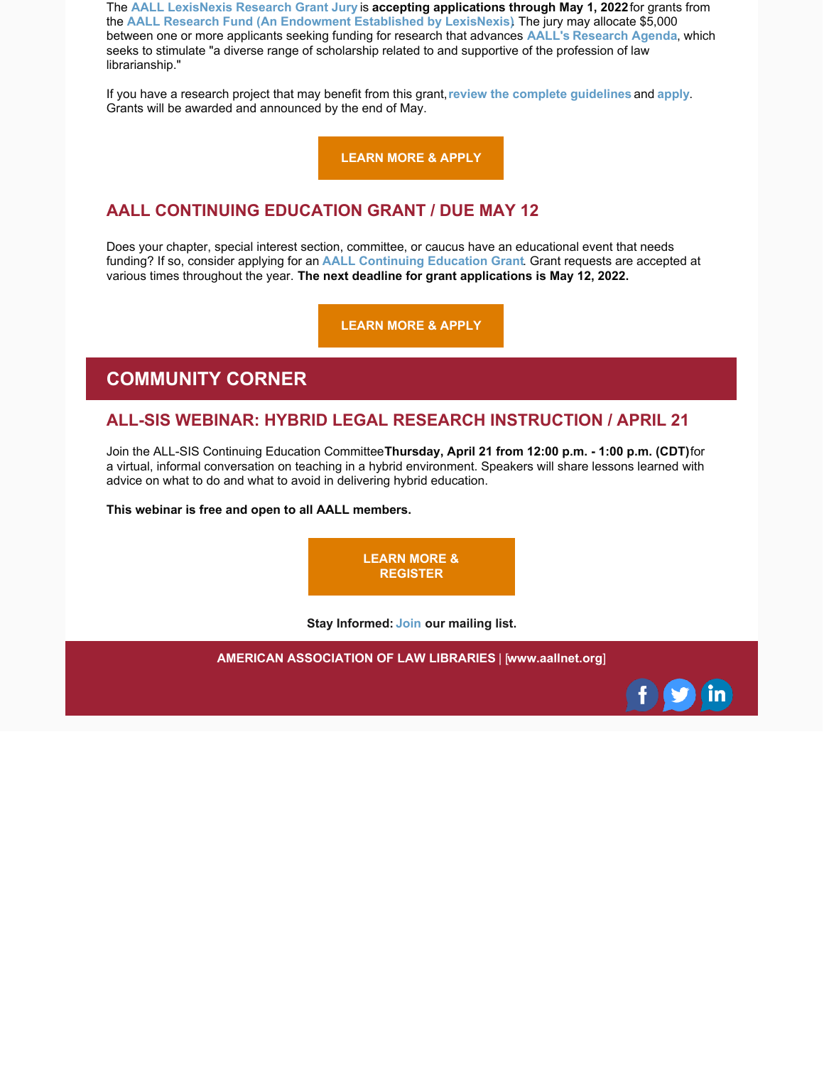The **AALL LexisNexis Research Grant Jury** is **accepting applications through May 1, 2022** for grants from the **AALL Research Fund (An Endowment Established by LexisNexis)**. The jury may allocate $5,000 between one or more applicants seeking funding for research that advances **AALL's Research Agenda**, which seeks to stimulate "a diverse range of scholarship related to and supportive of the profession of law librarianship."

If you have a research project that may benefit from this grant, **review the complete guidelines** and **apply**. Grants will be awarded and announced by the end of May.

**LEARN MORE & APPLY**

## AALL CONTINUING EDUCATION GRANT / DUE MAY 12

Does your chapter, special interest section, committee, or caucus have an educational event that needs funding? If so, consider applying for an **AALL Continuing Education Grant**. Grant requests are accepted at various times throughout the year. **The next deadline for grant applications is May 12, 2022.**

**LEARN MORE & APPLY**

# COMMUNITY CORNER

## ALL-SIS WEBINAR: HYBRID LEGAL RESEARCH INSTRUCTION / APRIL 21

Join the ALL-SIS Continuing Education Committee **Thursday, April 21 from 12:00 p.m. - 1:00 p.m. (CDT)** for a virtual, informal conversation on teaching in a hybrid environment. Speakers will share lessons learned with advice on what to do and what to avoid in delivering hybrid education.

**This webinar is free and open to all AALL members.**

**LEARN MORE & REGISTER**

**Stay Informed: Join our mailing list.**

**AMERICAN ASSOCIATION OF LAW LIBRARIES** | [**www.aallnet.org**]